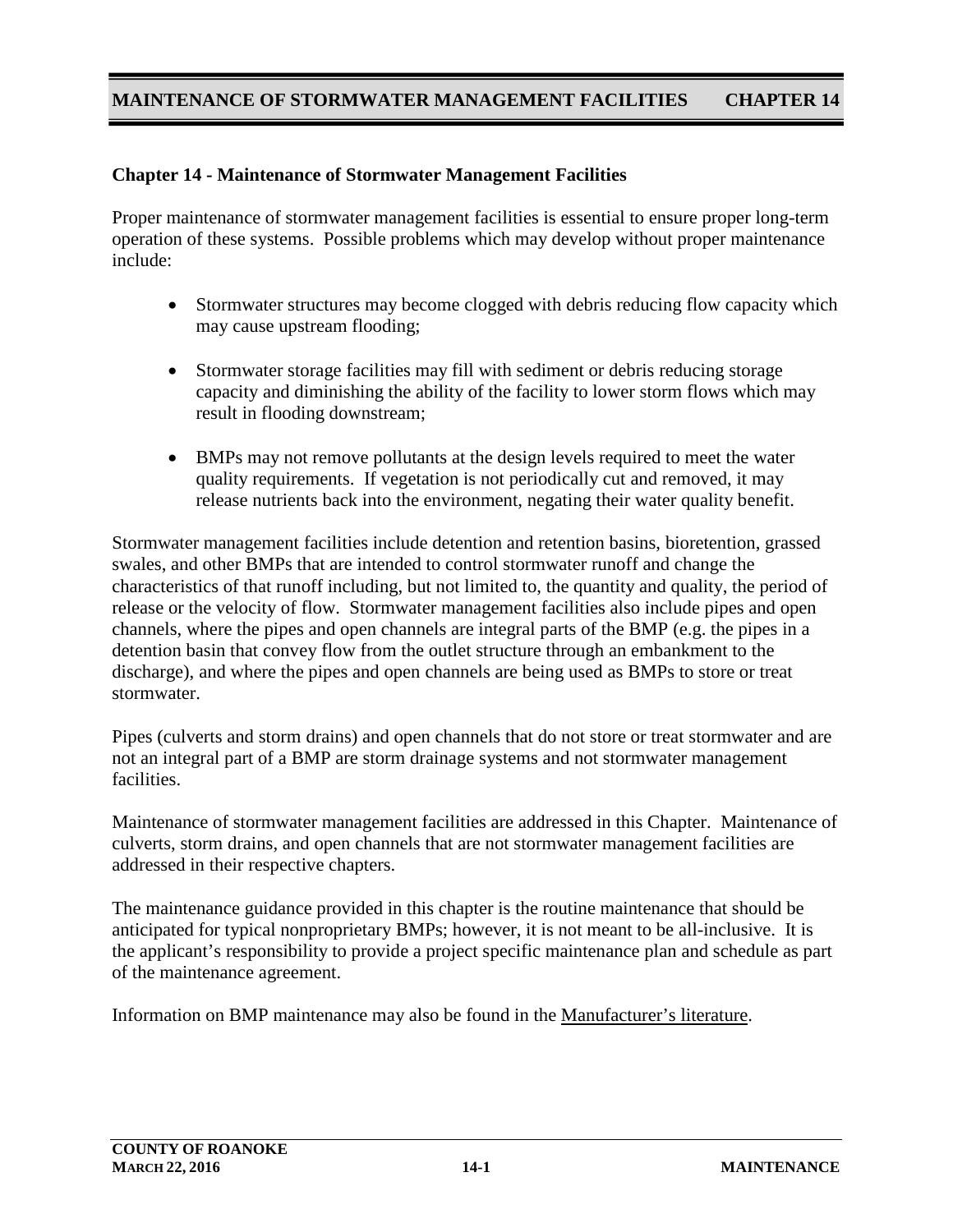## Chapter 14 - Maintenance of Stormwater Management Facilities

Proper maintenance of stormwater management facilities is essential to ensure proper long-term operation of these systems. Possible problems which may develop without proper maintenance include:

- Stormwater structures may become clogged with debris reducing flow capacity which may cause upstream flooding;
- Stormwater storage facilities may fill with sediment or debris reducing storage capacity and diminishing the ability of the facility to lower storm flows which may result in flooding downstream;
- BMPs may not remove pollutants at the design levels required to meet the water quality requirements. If vegetation is not periodically cut and removed, it may release nutrients back into the environment, negating their water quality benefit.

Stormwater management facilities include detention and retention basins, bioretention, grassed swales, and other BMPs that are intended to control stormwater runoff and change the characteristics of that runoff including, but not limited to, the quantity and quality, the period of release or the velocity of flow. Stormwater management facilities also include pipes and open channels, where the pipes and open channels are integral parts of the BMP (e.g. the pipes in a detention basin that convey flow from the outlet structure through an embankment to the discharge), and where the pipes and open channels are being used as BMPs to store or treat stormwater.

Pipes (culverts and storm drains) and open channels that do not store or treat stormwater and are not an integral part of a BMP are storm drainage systems and not stormwater management facilities.

Maintenance of stormwater management facilities are addressed in this Chapter. Maintenance of culverts, storm drains, and open channels that are not stormwater management facilities are addressed in their respective chapters.

The maintenance guidance provided in this chapter is the routine maintenance that should be anticipated for typical nonproprietary BMPs; however, it is not meant to be all-inclusive. It is the applicant's responsibility to provide a project specific maintenance plan and schedule as part of the maintenance agreement.

Information on BMP maintenance may also be found in the Manufacturer's literature.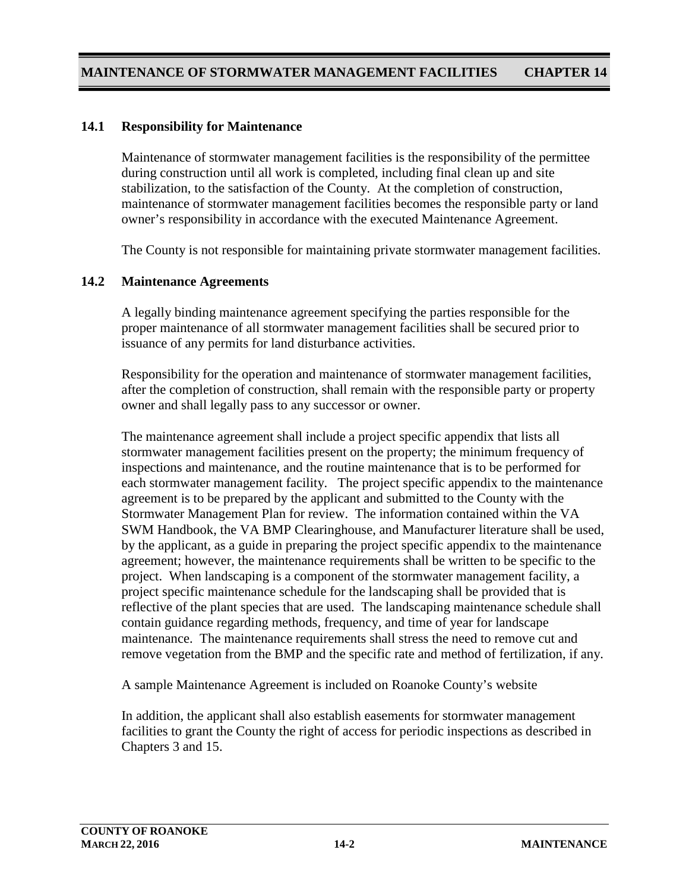## 14.1 Responsibility for Maintenance

Maintenance of stormwater management facilities is the responsibility of the permittee during construction until all work is completed, including final clean up and site stabilization, to the satisfaction of the County. At the completion of construction, maintenance of stormwater management facilities becomes the responsible party or land owner's responsibility in accordance with the executed Maintenance Agreement.

The County is not responsible for maintaining private stormwater management facilities.

## 14.2 Maintenance Agreements

A legally binding maintenance agreement specifying the parties responsible for the proper maintenance of all stormwater management facilities shall be secured prior to issuance of any permits for land disturbance activities.

Responsibility for the operation and maintenance of stormwater management facilities, after the completion of construction, shall remain with the responsible party or property owner and shall legally pass to any successor or owner.

The maintenance agreement shall include a project specific appendix that lists all stormwater management facilities present on the property; the minimum frequency of inspections and maintenance, and the routine maintenance that is to be performed for each stormwater management facility. The project specific appendix to the maintenance agreement is to be prepared by the applicant and submitted to the County with the Stormwater Management Plan for review. The information contained within the VA SWM Handbook, the VA BMP Clearinghouse, and Manufacturer literature shall be used, by the applicant, as a guide in preparing the project specific appendix to the maintenance agreement; however, the maintenance requirements shall be written to be specific to the project. When landscaping is a component of the stormwater management facility, a project specific maintenance schedule for the landscaping shall be provided that is reflective of the plant species that are used. The landscaping maintenance schedule shall contain guidance regarding methods, frequency, and time of year for landscape maintenance. The maintenance requirements shall stress the need to remove cut and remove vegetation from the BMP and the specific rate and method of fertilization, if any.

A sample Maintenance Agreement is included on Roanoke County's website

In addition, the applicant shall also establish easements for stormwater management facilities to grant the County the right of access for periodic inspections as described in Chapters 3 and 15.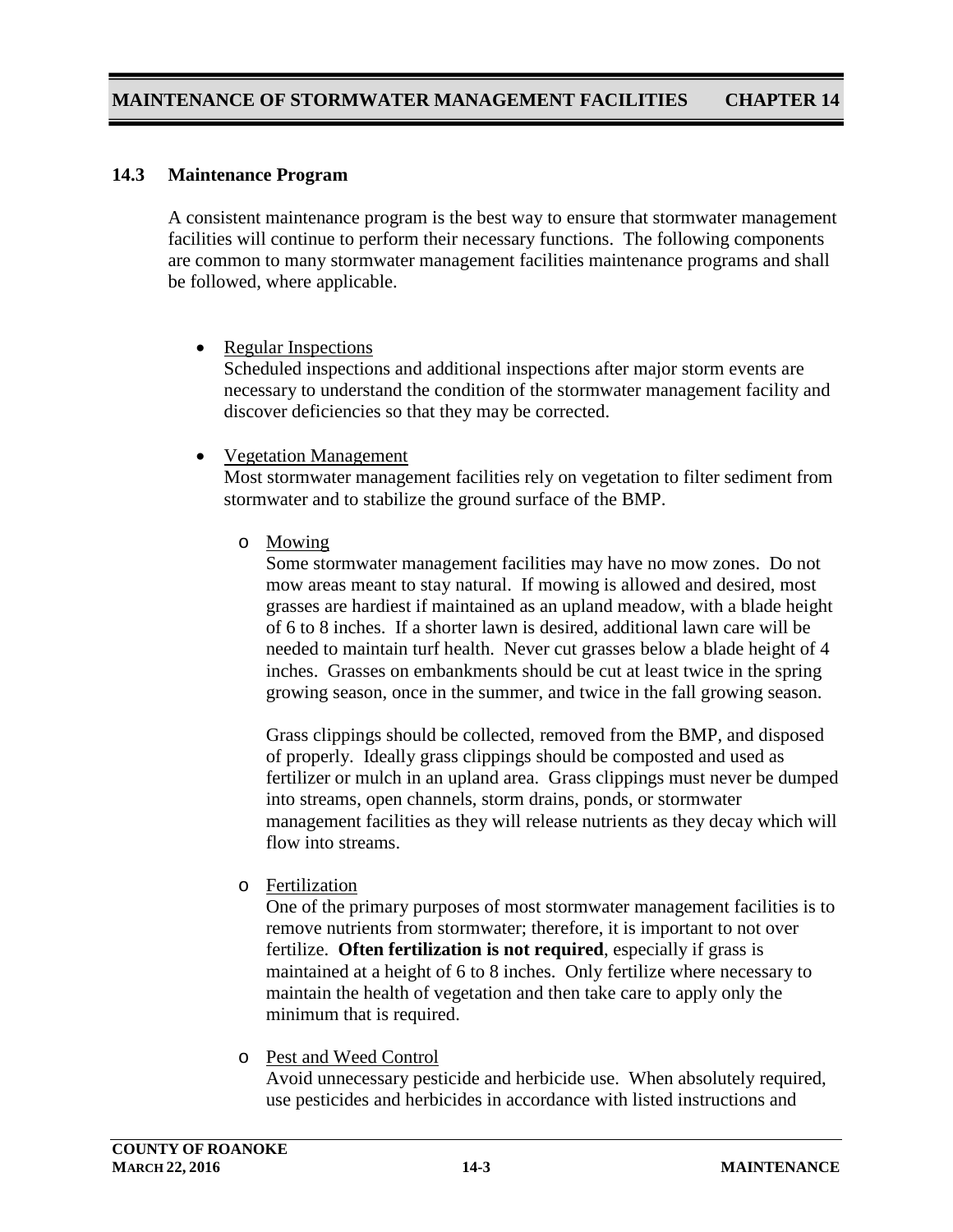## 14.3 Maintenance Program

A consistent maintenance program is the best way to ensure that stormwater management facilities will continue to perform their necessary functions. The following components are common to many stormwater management facilities maintenance programs and shall be followed, where applicable.

- Regular Inspections
  Scheduled inspections and additional inspections after major storm events are necessary to understand the condition of the stormwater management facility and discover deficiencies so that they may be corrected.

- Vegetation Management
  Most stormwater management facilities rely on vegetation to filter sediment from stormwater and to stabilize the ground surface of the BMP.

  - Mowing
    Some stormwater management facilities may have no mow zones. Do not mow areas meant to stay natural. If mowing is allowed and desired, most grasses are hardiest if maintained as an upland meadow, with a blade height of 6 to 8 inches. If a shorter lawn is desired, additional lawn care will be needed to maintain turf health. Never cut grasses below a blade height of 4 inches. Grasses on embankments should be cut at least twice in the spring growing season, once in the summer, and twice in the fall growing season.

    Grass clippings should be collected, removed from the BMP, and disposed of properly. Ideally grass clippings should be composted and used as fertilizer or mulch in an upland area. Grass clippings must never be dumped into streams, open channels, storm drains, ponds, or stormwater management facilities as they will release nutrients as they decay which will flow into streams.

  - Fertilization
    One of the primary purposes of most stormwater management facilities is to remove nutrients from stormwater; therefore, it is important to not over fertilize. **Often fertilization is not required**, especially if grass is maintained at a height of 6 to 8 inches. Only fertilize where necessary to maintain the health of vegetation and then take care to apply only the minimum that is required.

  - Pest and Weed Control
    Avoid unnecessary pesticide and herbicide use. When absolutely required, use pesticides and herbicides in accordance with listed instructions and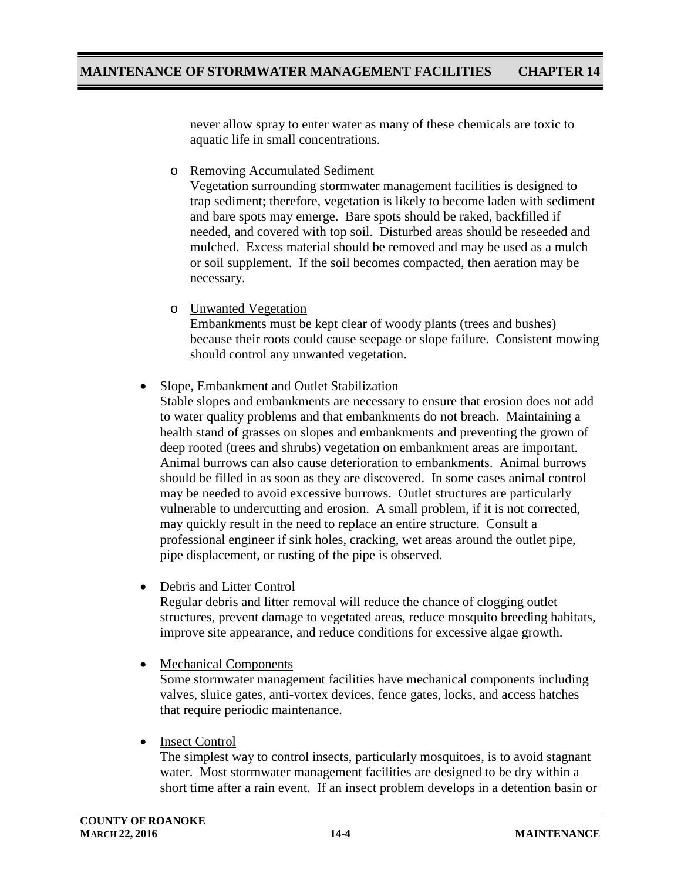never allow spray to enter water as many of these chemicals are toxic to aquatic life in small concentrations.

  - Removing Accumulated Sediment
    Vegetation surrounding stormwater management facilities is designed to trap sediment; therefore, vegetation is likely to become laden with sediment and bare spots may emerge. Bare spots should be raked, backfilled if needed, and covered with top soil. Disturbed areas should be reseeded and mulched. Excess material should be removed and may be used as a mulch or soil supplement. If the soil becomes compacted, then aeration may be necessary.

  - Unwanted Vegetation
    Embankments must be kept clear of woody plants (trees and bushes) because their roots could cause seepage or slope failure. Consistent mowing should control any unwanted vegetation.

- Slope, Embankment and Outlet Stabilization
  Stable slopes and embankments are necessary to ensure that erosion does not add to water quality problems and that embankments do not breach. Maintaining a health stand of grasses on slopes and embankments and preventing the grown of deep rooted (trees and shrubs) vegetation on embankment areas are important. Animal burrows can also cause deterioration to embankments. Animal burrows should be filled in as soon as they are discovered. In some cases animal control may be needed to avoid excessive burrows. Outlet structures are particularly vulnerable to undercutting and erosion. A small problem, if it is not corrected, may quickly result in the need to replace an entire structure. Consult a professional engineer if sink holes, cracking, wet areas around the outlet pipe, pipe displacement, or rusting of the pipe is observed.

- Debris and Litter Control
  Regular debris and litter removal will reduce the chance of clogging outlet structures, prevent damage to vegetated areas, reduce mosquito breeding habitats, improve site appearance, and reduce conditions for excessive algae growth.

- Mechanical Components
  Some stormwater management facilities have mechanical components including valves, sluice gates, anti-vortex devices, fence gates, locks, and access hatches that require periodic maintenance.

- Insect Control
  The simplest way to control insects, particularly mosquitoes, is to avoid stagnant water. Most stormwater management facilities are designed to be dry within a short time after a rain event. If an insect problem develops in a detention basin or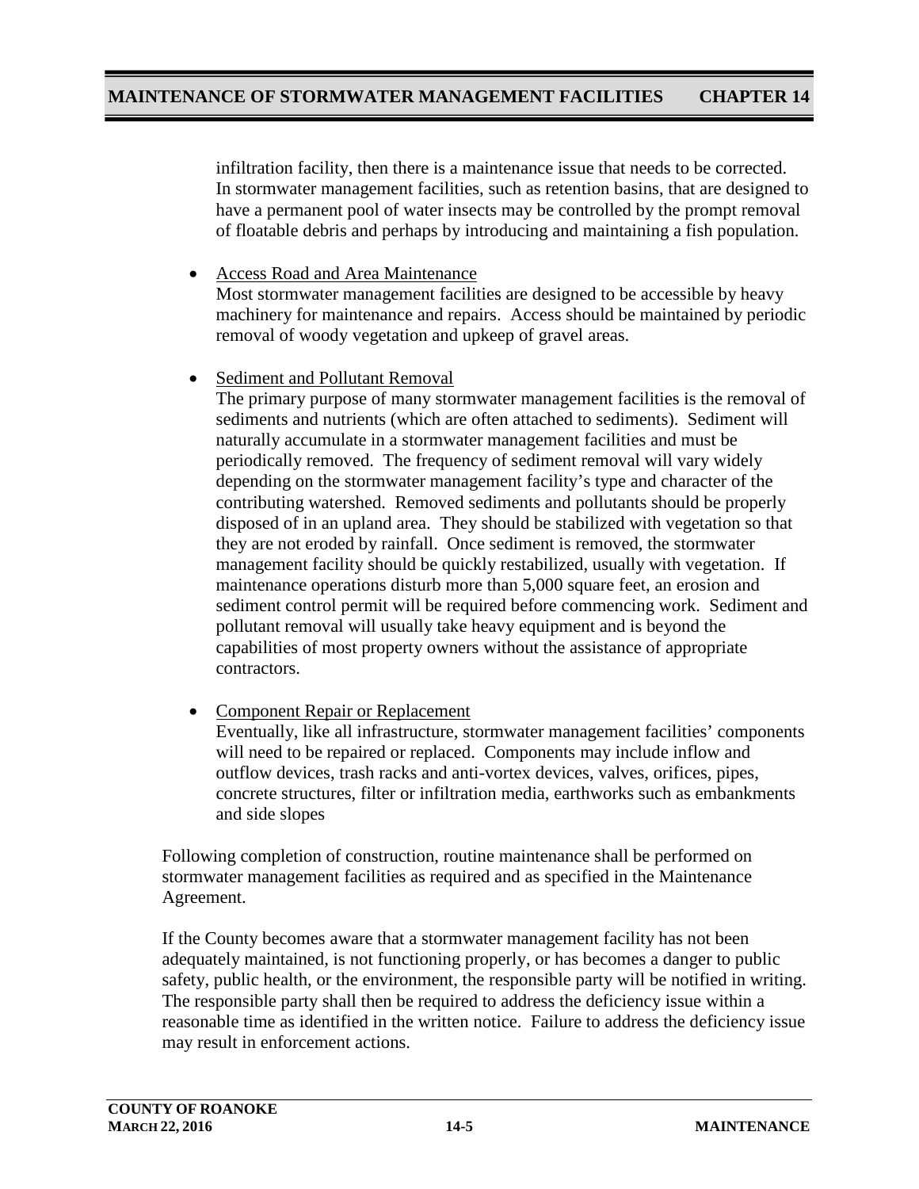infiltration facility, then there is a maintenance issue that needs to be corrected. In stormwater management facilities, such as retention basins, that are designed to have a permanent pool of water insects may be controlled by the prompt removal of floatable debris and perhaps by introducing and maintaining a fish population.

- Access Road and Area Maintenance
  Most stormwater management facilities are designed to be accessible by heavy machinery for maintenance and repairs. Access should be maintained by periodic removal of woody vegetation and upkeep of gravel areas.

- Sediment and Pollutant Removal
  The primary purpose of many stormwater management facilities is the removal of sediments and nutrients (which are often attached to sediments). Sediment will naturally accumulate in a stormwater management facilities and must be periodically removed. The frequency of sediment removal will vary widely depending on the stormwater management facility's type and character of the contributing watershed. Removed sediments and pollutants should be properly disposed of in an upland area. They should be stabilized with vegetation so that they are not eroded by rainfall. Once sediment is removed, the stormwater management facility should be quickly restabilized, usually with vegetation. If maintenance operations disturb more than 5,000 square feet, an erosion and sediment control permit will be required before commencing work. Sediment and pollutant removal will usually take heavy equipment and is beyond the capabilities of most property owners without the assistance of appropriate contractors.

- Component Repair or Replacement
  Eventually, like all infrastructure, stormwater management facilities' components will need to be repaired or replaced. Components may include inflow and outflow devices, trash racks and anti-vortex devices, valves, orifices, pipes, concrete structures, filter or infiltration media, earthworks such as embankments and side slopes

Following completion of construction, routine maintenance shall be performed on stormwater management facilities as required and as specified in the Maintenance Agreement.

If the County becomes aware that a stormwater management facility has not been adequately maintained, is not functioning properly, or has becomes a danger to public safety, public health, or the environment, the responsible party will be notified in writing. The responsible party shall then be required to address the deficiency issue within a reasonable time as identified in the written notice. Failure to address the deficiency issue may result in enforcement actions.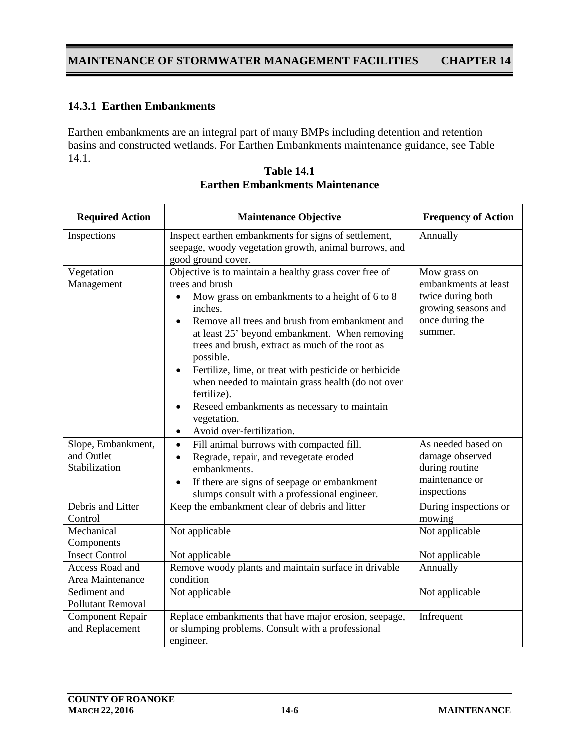### 14.3.1 Earthen Embankments

Earthen embankments are an integral part of many BMPs including detention and retention basins and constructed wetlands. For Earthen Embankments maintenance guidance, see Table 14.1.

**Table 14.1**
**Earthen Embankments Maintenance**

| Required Action | Maintenance Objective | Frequency of Action |
|---|---|---|
| Inspections | Inspect earthen embankments for signs of settlement, seepage, woody vegetation growth, animal burrows, and good ground cover. | Annually |
| Vegetation Management | Objective is to maintain a healthy grass cover free of trees and brush<br>• Mow grass on embankments to a height of 6 to 8 inches.<br>• Remove all trees and brush from embankment and at least 25' beyond embankment. When removing trees and brush, extract as much of the root as possible.<br>• Fertilize, lime, or treat with pesticide or herbicide when needed to maintain grass health (do not over fertilize).<br>• Reseed embankments as necessary to maintain vegetation.<br>• Avoid over-fertilization. | Mow grass on embankments at least twice during both growing seasons and once during the summer. |
| Slope, Embankment, and Outlet Stabilization | • Fill animal burrows with compacted fill.<br>• Regrade, repair, and revegetate eroded embankments.<br>• If there are signs of seepage or embankment slumps consult with a professional engineer. | As needed based on damage observed during routine maintenance or inspections |
| Debris and Litter Control | Keep the embankment clear of debris and litter | During inspections or mowing |
| Mechanical Components | Not applicable | Not applicable |
| Insect Control | Not applicable | Not applicable |
| Access Road and Area Maintenance | Remove woody plants and maintain surface in drivable condition | Annually |
| Sediment and Pollutant Removal | Not applicable | Not applicable |
| Component Repair and Replacement | Replace embankments that have major erosion, seepage, or slumping problems. Consult with a professional engineer. | Infrequent |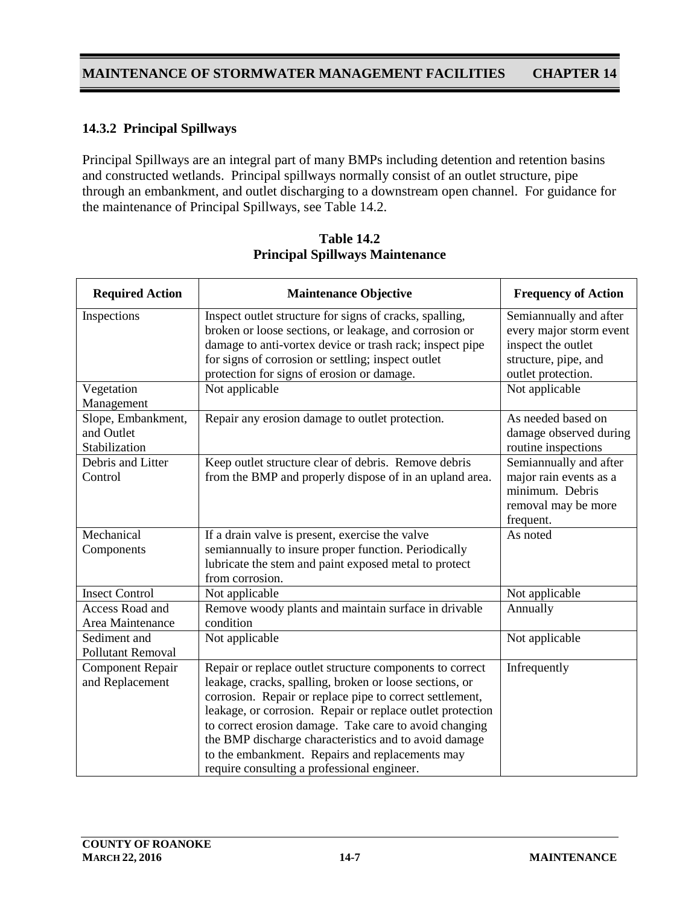### 14.3.2 Principal Spillways

Principal Spillways are an integral part of many BMPs including detention and retention basins and constructed wetlands. Principal spillways normally consist of an outlet structure, pipe through an embankment, and outlet discharging to a downstream open channel. For guidance for the maintenance of Principal Spillways, see Table 14.2.

**Table 14.2**
**Principal Spillways Maintenance**

| Required Action | Maintenance Objective | Frequency of Action |
| --- | --- | --- |
| Inspections | Inspect outlet structure for signs of cracks, spalling, broken or loose sections, or leakage, and corrosion or damage to anti-vortex device or trash rack; inspect pipe for signs of corrosion or settling; inspect outlet protection for signs of erosion or damage. | Semiannually and after every major storm event inspect the outlet structure, pipe, and outlet protection. |
| Vegetation Management | Not applicable | Not applicable |
| Slope, Embankment, and Outlet Stabilization | Repair any erosion damage to outlet protection. | As needed based on damage observed during routine inspections |
| Debris and Litter Control | Keep outlet structure clear of debris. Remove debris from the BMP and properly dispose of in an upland area. | Semiannually and after major rain events as a minimum. Debris removal may be more frequent. |
| Mechanical Components | If a drain valve is present, exercise the valve semiannually to insure proper function. Periodically lubricate the stem and paint exposed metal to protect from corrosion. | As noted |
| Insect Control | Not applicable | Not applicable |
| Access Road and Area Maintenance | Remove woody plants and maintain surface in drivable condition | Annually |
| Sediment and Pollutant Removal | Not applicable | Not applicable |
| Component Repair and Replacement | Repair or replace outlet structure components to correct leakage, cracks, spalling, broken or loose sections, or corrosion. Repair or replace pipe to correct settlement, leakage, or corrosion. Repair or replace outlet protection to correct erosion damage. Take care to avoid changing the BMP discharge characteristics and to avoid damage to the embankment. Repairs and replacements may require consulting a professional engineer. | Infrequently |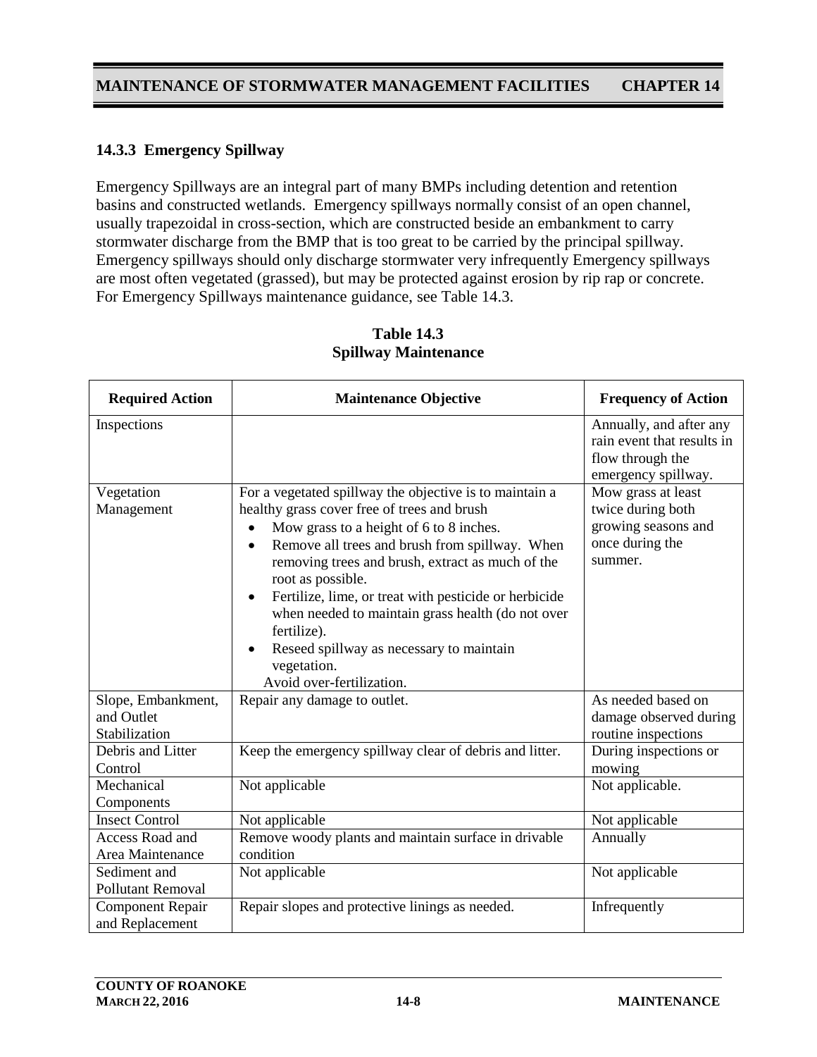### 14.3.3 Emergency Spillway

Emergency Spillways are an integral part of many BMPs including detention and retention basins and constructed wetlands. Emergency spillways normally consist of an open channel, usually trapezoidal in cross-section, which are constructed beside an embankment to carry stormwater discharge from the BMP that is too great to be carried by the principal spillway. Emergency spillways should only discharge stormwater very infrequently Emergency spillways are most often vegetated (grassed), but may be protected against erosion by rip rap or concrete. For Emergency Spillways maintenance guidance, see Table 14.3.

**Table 14.3**
**Spillway Maintenance**

| Required Action | Maintenance Objective | Frequency of Action |
|---|---|---|
| Inspections | | Annually, and after any rain event that results in flow through the emergency spillway. |
| Vegetation Management | For a vegetated spillway the objective is to maintain a healthy grass cover free of trees and brush<br>• Mow grass to a height of 6 to 8 inches.<br>• Remove all trees and brush from spillway. When removing trees and brush, extract as much of the root as possible.<br>• Fertilize, lime, or treat with pesticide or herbicide when needed to maintain grass health (do not over fertilize).<br>• Reseed spillway as necessary to maintain vegetation.<br>Avoid over-fertilization. | Mow grass at least twice during both growing seasons and once during the summer. |
| Slope, Embankment, and Outlet Stabilization | Repair any damage to outlet. | As needed based on damage observed during routine inspections |
| Debris and Litter Control | Keep the emergency spillway clear of debris and litter. | During inspections or mowing |
| Mechanical Components | Not applicable | Not applicable. |
| Insect Control | Not applicable | Not applicable |
| Access Road and Area Maintenance | Remove woody plants and maintain surface in drivable condition | Annually |
| Sediment and Pollutant Removal | Not applicable | Not applicable |
| Component Repair and Replacement | Repair slopes and protective linings as needed. | Infrequently |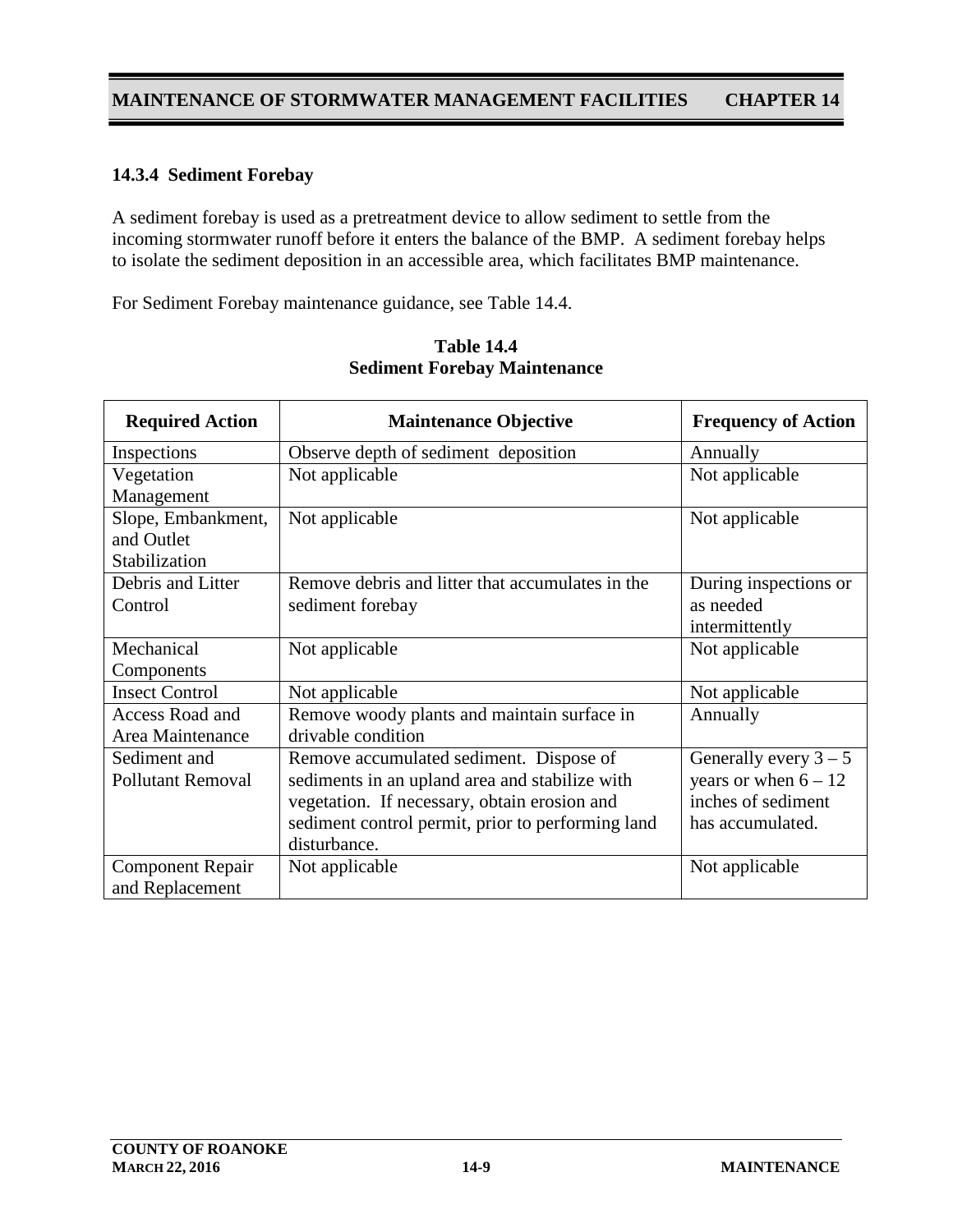### 14.3.4 Sediment Forebay

A sediment forebay is used as a pretreatment device to allow sediment to settle from the incoming stormwater runoff before it enters the balance of the BMP. A sediment forebay helps to isolate the sediment deposition in an accessible area, which facilitates BMP maintenance.

For Sediment Forebay maintenance guidance, see Table 14.4.

**Table 14.4**
**Sediment Forebay Maintenance**

| Required Action | Maintenance Objective | Frequency of Action |
|---|---|---|
| Inspections | Observe depth of sediment deposition | Annually |
| Vegetation Management | Not applicable | Not applicable |
| Slope, Embankment, and Outlet Stabilization | Not applicable | Not applicable |
| Debris and Litter Control | Remove debris and litter that accumulates in the sediment forebay | During inspections or as needed intermittently |
| Mechanical Components | Not applicable | Not applicable |
| Insect Control | Not applicable | Not applicable |
| Access Road and Area Maintenance | Remove woody plants and maintain surface in drivable condition | Annually |
| Sediment and Pollutant Removal | Remove accumulated sediment. Dispose of sediments in an upland area and stabilize with vegetation. If necessary, obtain erosion and sediment control permit, prior to performing land disturbance. | Generally every 3 – 5 years or when 6 – 12 inches of sediment has accumulated. |
| Component Repair and Replacement | Not applicable | Not applicable |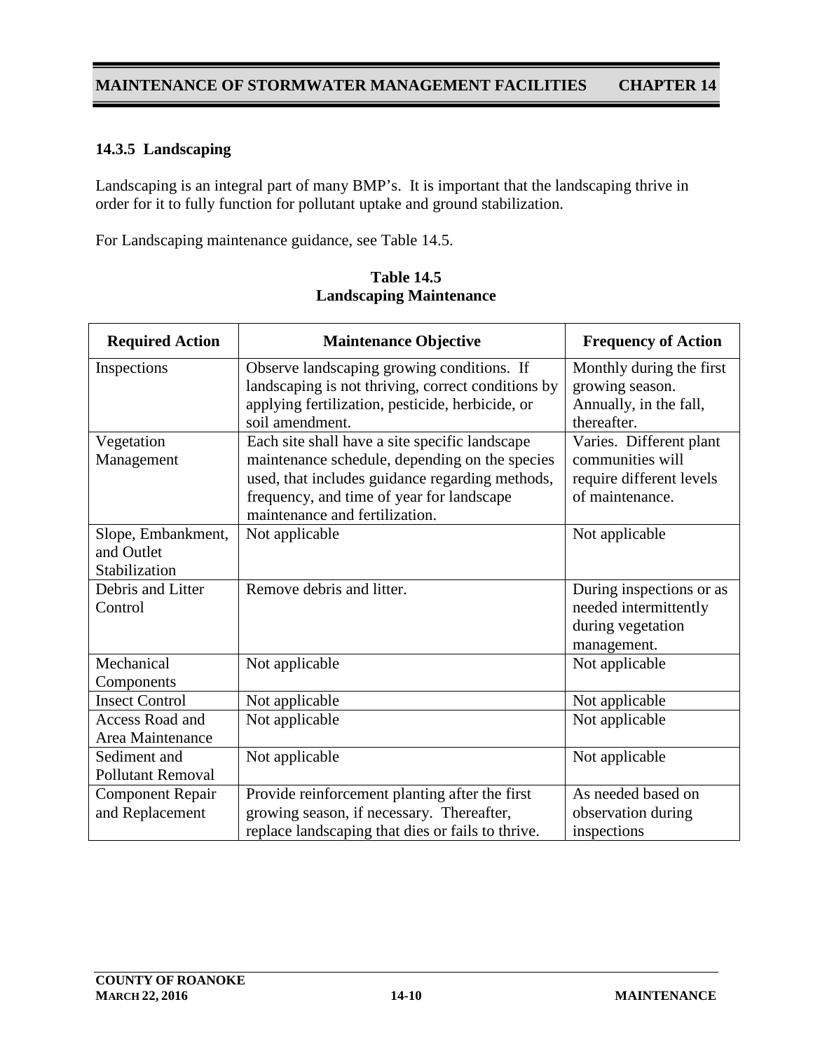### 14.3.5 Landscaping

Landscaping is an integral part of many BMP's. It is important that the landscaping thrive in order for it to fully function for pollutant uptake and ground stabilization.

For Landscaping maintenance guidance, see Table 14.5.

**Table 14.5**
**Landscaping Maintenance**

| Required Action | Maintenance Objective | Frequency of Action |
|---|---|---|
| Inspections | Observe landscaping growing conditions. If landscaping is not thriving, correct conditions by applying fertilization, pesticide, herbicide, or soil amendment. | Monthly during the first growing season. Annually, in the fall, thereafter. |
| Vegetation Management | Each site shall have a site specific landscape maintenance schedule, depending on the species used, that includes guidance regarding methods, frequency, and time of year for landscape maintenance and fertilization. | Varies. Different plant communities will require different levels of maintenance. |
| Slope, Embankment, and Outlet Stabilization | Not applicable | Not applicable |
| Debris and Litter Control | Remove debris and litter. | During inspections or as needed intermittently during vegetation management. |
| Mechanical Components | Not applicable | Not applicable |
| Insect Control | Not applicable | Not applicable |
| Access Road and Area Maintenance | Not applicable | Not applicable |
| Sediment and Pollutant Removal | Not applicable | Not applicable |
| Component Repair and Replacement | Provide reinforcement planting after the first growing season, if necessary. Thereafter, replace landscaping that dies or fails to thrive. | As needed based on observation during inspections |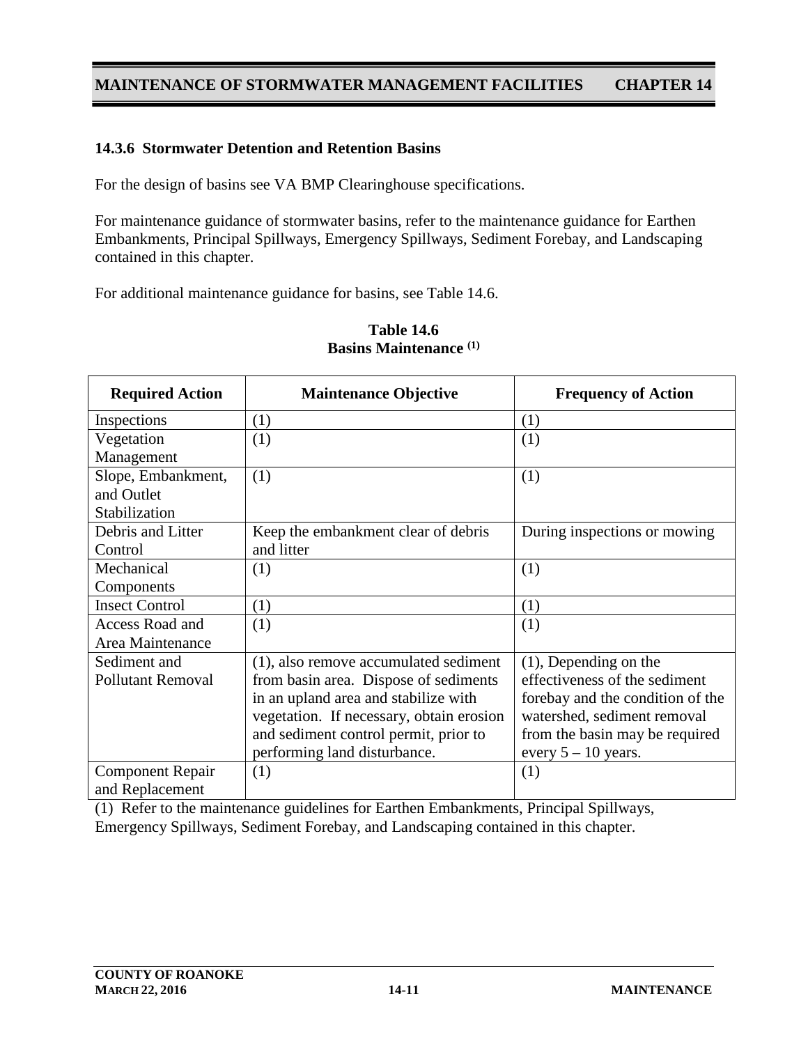### 14.3.6 Stormwater Detention and Retention Basins

For the design of basins see VA BMP Clearinghouse specifications.

For maintenance guidance of stormwater basins, refer to the maintenance guidance for Earthen Embankments, Principal Spillways, Emergency Spillways, Sediment Forebay, and Landscaping contained in this chapter.

For additional maintenance guidance for basins, see Table 14.6.

**Table 14.6**
**Basins Maintenance (1)**

| Required Action | Maintenance Objective | Frequency of Action |
|---|---|---|
| Inspections | (1) | (1) |
| Vegetation Management | (1) | (1) |
| Slope, Embankment, and Outlet Stabilization | (1) | (1) |
| Debris and Litter Control | Keep the embankment clear of debris and litter | During inspections or mowing |
| Mechanical Components | (1) | (1) |
| Insect Control | (1) | (1) |
| Access Road and Area Maintenance | (1) | (1) |
| Sediment and Pollutant Removal | (1), also remove accumulated sediment from basin area. Dispose of sediments in an upland area and stabilize with vegetation. If necessary, obtain erosion and sediment control permit, prior to performing land disturbance. | (1), Depending on the effectiveness of the sediment forebay and the condition of the watershed, sediment removal from the basin may be required every 5 – 10 years. |
| Component Repair and Replacement | (1) | (1) |

(1) Refer to the maintenance guidelines for Earthen Embankments, Principal Spillways, Emergency Spillways, Sediment Forebay, and Landscaping contained in this chapter.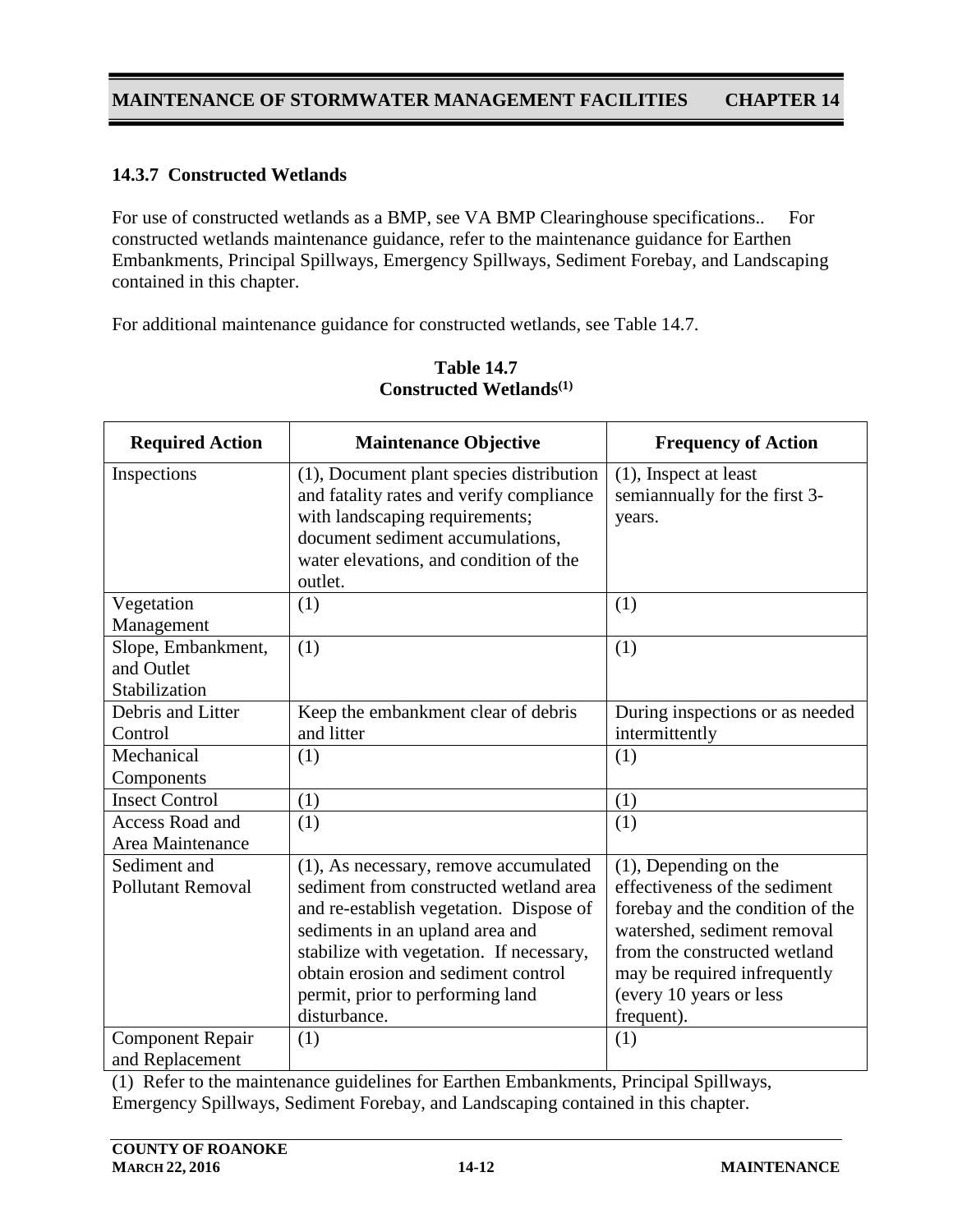### 14.3.7 Constructed Wetlands

For use of constructed wetlands as a BMP, see VA BMP Clearinghouse specifications.. For constructed wetlands maintenance guidance, refer to the maintenance guidance for Earthen Embankments, Principal Spillways, Emergency Spillways, Sediment Forebay, and Landscaping contained in this chapter.

For additional maintenance guidance for constructed wetlands, see Table 14.7.

**Table 14.7**
**Constructed Wetlands(1)**

| Required Action | Maintenance Objective | Frequency of Action |
|---|---|---|
| Inspections | (1), Document plant species distribution and fatality rates and verify compliance with landscaping requirements; document sediment accumulations, water elevations, and condition of the outlet. | (1), Inspect at least semiannually for the first 3-years. |
| Vegetation Management | (1) | (1) |
| Slope, Embankment, and Outlet Stabilization | (1) | (1) |
| Debris and Litter Control | Keep the embankment clear of debris and litter | During inspections or as needed intermittently |
| Mechanical Components | (1) | (1) |
| Insect Control | (1) | (1) |
| Access Road and Area Maintenance | (1) | (1) |
| Sediment and Pollutant Removal | (1), As necessary, remove accumulated sediment from constructed wetland area and re-establish vegetation. Dispose of sediments in an upland area and stabilize with vegetation. If necessary, obtain erosion and sediment control permit, prior to performing land disturbance. | (1), Depending on the effectiveness of the sediment forebay and the condition of the watershed, sediment removal from the constructed wetland may be required infrequently (every 10 years or less frequent). |
| Component Repair and Replacement | (1) | (1) |

(1) Refer to the maintenance guidelines for Earthen Embankments, Principal Spillways, Emergency Spillways, Sediment Forebay, and Landscaping contained in this chapter.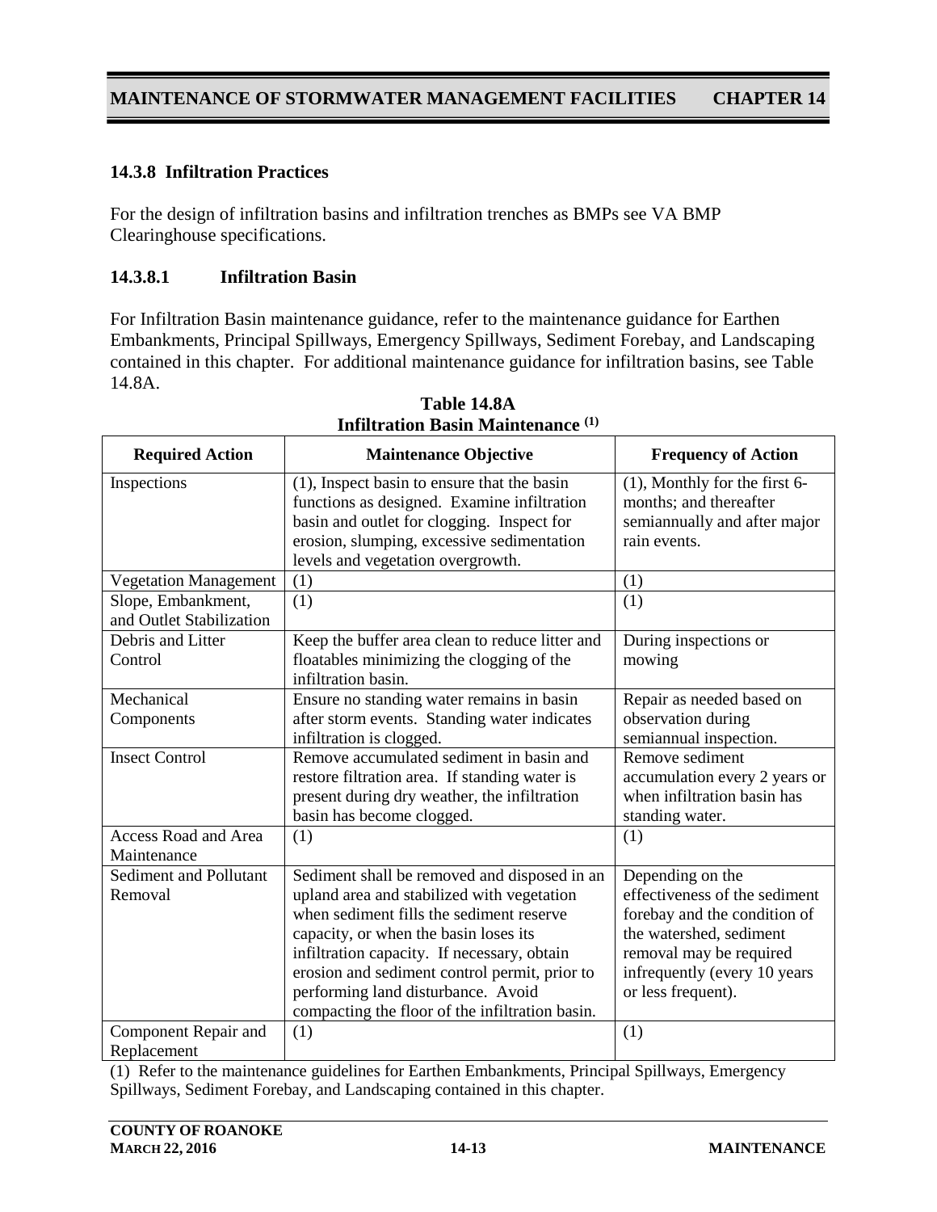### 14.3.8 Infiltration Practices

For the design of infiltration basins and infiltration trenches as BMPs see VA BMP Clearinghouse specifications.

#### 14.3.8.1 Infiltration Basin

For Infiltration Basin maintenance guidance, refer to the maintenance guidance for Earthen Embankments, Principal Spillways, Emergency Spillways, Sediment Forebay, and Landscaping contained in this chapter. For additional maintenance guidance for infiltration basins, see Table 14.8A.

**Table 14.8A**
**Infiltration Basin Maintenance (1)**

| Required Action | Maintenance Objective | Frequency of Action |
|---|---|---|
| Inspections | (1), Inspect basin to ensure that the basin functions as designed. Examine infiltration basin and outlet for clogging. Inspect for erosion, slumping, excessive sedimentation levels and vegetation overgrowth. | (1), Monthly for the first 6-months; and thereafter semiannually and after major rain events. |
| Vegetation Management | (1) | (1) |
| Slope, Embankment, and Outlet Stabilization | (1) | (1) |
| Debris and Litter Control | Keep the buffer area clean to reduce litter and floatables minimizing the clogging of the infiltration basin. | During inspections or mowing |
| Mechanical Components | Ensure no standing water remains in basin after storm events. Standing water indicates infiltration is clogged. | Repair as needed based on observation during semiannual inspection. |
| Insect Control | Remove accumulated sediment in basin and restore filtration area. If standing water is present during dry weather, the infiltration basin has become clogged. | Remove sediment accumulation every 2 years or when infiltration basin has standing water. |
| Access Road and Area Maintenance | (1) | (1) |
| Sediment and Pollutant Removal | Sediment shall be removed and disposed in an upland area and stabilized with vegetation when sediment fills the sediment reserve capacity, or when the basin loses its infiltration capacity. If necessary, obtain erosion and sediment control permit, prior to performing land disturbance. Avoid compacting the floor of the infiltration basin. | Depending on the effectiveness of the sediment forebay and the condition of the watershed, sediment removal may be required infrequently (every 10 years or less frequent). |
| Component Repair and Replacement | (1) | (1) |

(1) Refer to the maintenance guidelines for Earthen Embankments, Principal Spillways, Emergency Spillways, Sediment Forebay, and Landscaping contained in this chapter.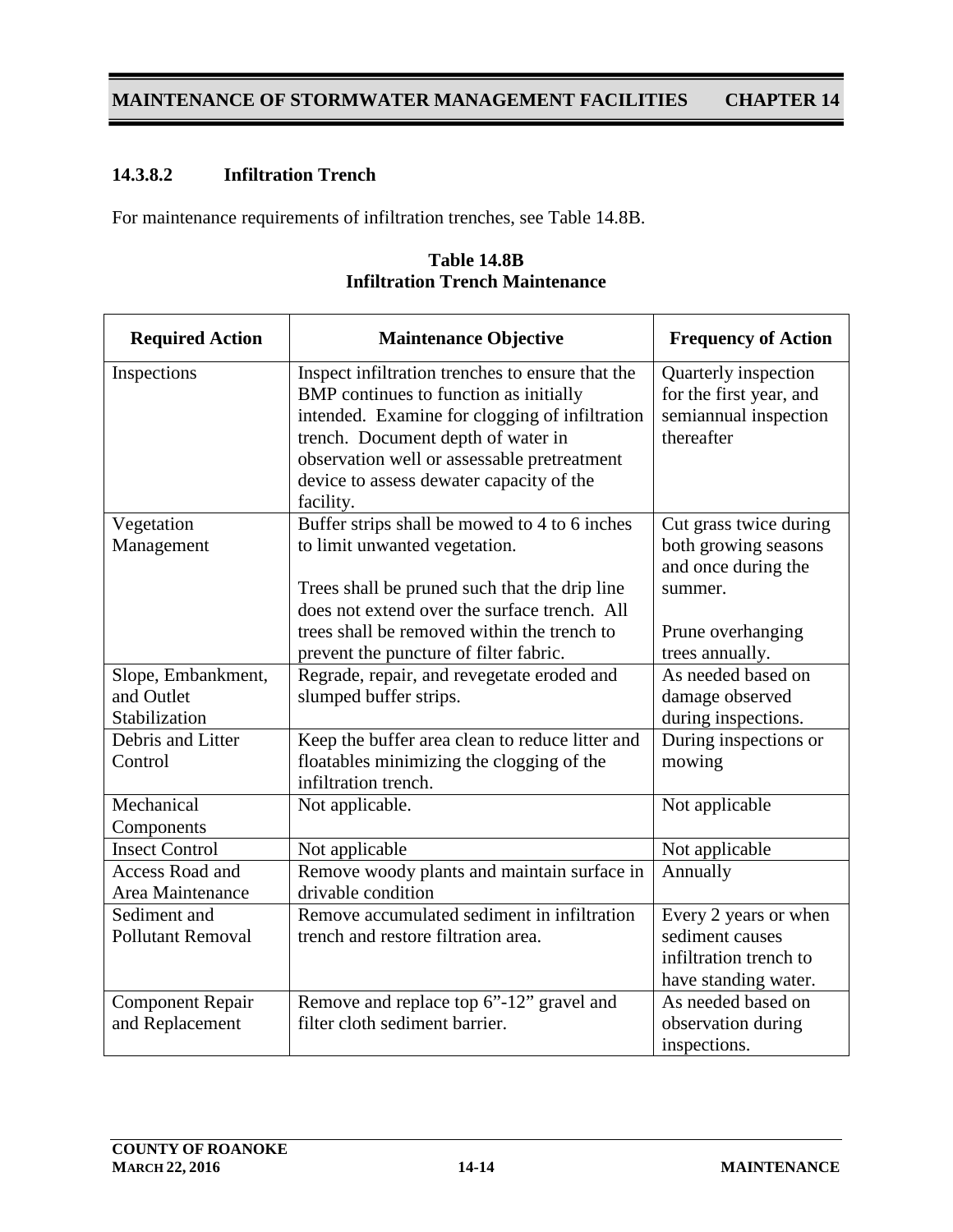### 14.3.8.2 Infiltration Trench

For maintenance requirements of infiltration trenches, see Table 14.8B.

**Table 14.8B**
**Infiltration Trench Maintenance**

| Required Action | Maintenance Objective | Frequency of Action |
|---|---|---|
| Inspections | Inspect infiltration trenches to ensure that the BMP continues to function as initially intended. Examine for clogging of infiltration trench. Document depth of water in observation well or assessable pretreatment device to assess dewater capacity of the facility. | Quarterly inspection for the first year, and semiannual inspection thereafter |
| Vegetation Management | Buffer strips shall be mowed to 4 to 6 inches to limit unwanted vegetation.<br><br>Trees shall be pruned such that the drip line does not extend over the surface trench. All trees shall be removed within the trench to prevent the puncture of filter fabric. | Cut grass twice during both growing seasons and once during the summer.<br><br>Prune overhanging trees annually. |
| Slope, Embankment, and Outlet Stabilization | Regrade, repair, and revegetate eroded and slumped buffer strips. | As needed based on damage observed during inspections. |
| Debris and Litter Control | Keep the buffer area clean to reduce litter and floatables minimizing the clogging of the infiltration trench. | During inspections or mowing |
| Mechanical Components | Not applicable. | Not applicable |
| Insect Control | Not applicable | Not applicable |
| Access Road and Area Maintenance | Remove woody plants and maintain surface in drivable condition | Annually |
| Sediment and Pollutant Removal | Remove accumulated sediment in infiltration trench and restore filtration area. | Every 2 years or when sediment causes infiltration trench to have standing water. |
| Component Repair and Replacement | Remove and replace top 6"-12" gravel and filter cloth sediment barrier. | As needed based on observation during inspections. |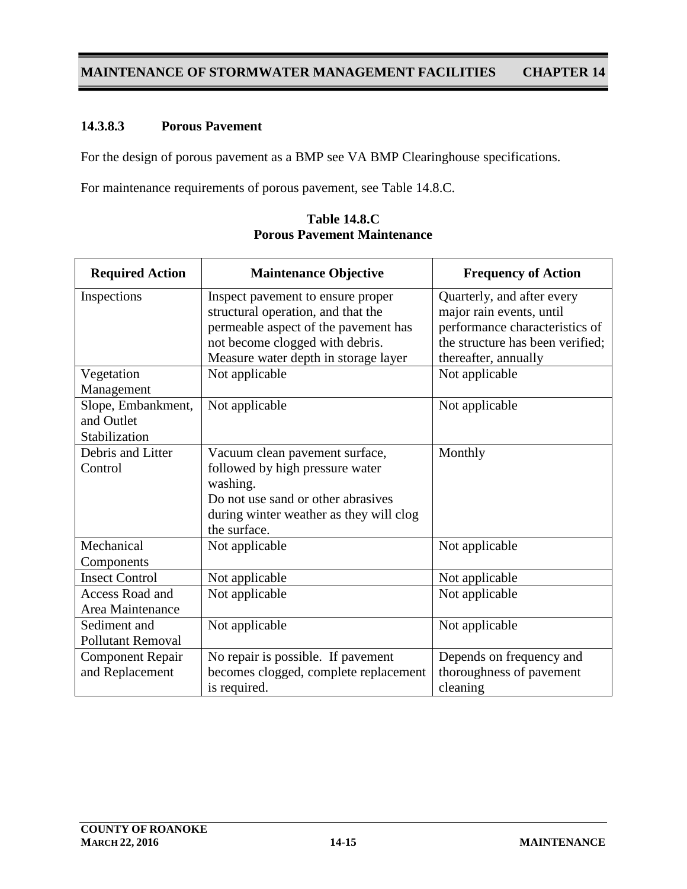### 14.3.8.3 Porous Pavement

For the design of porous pavement as a BMP see VA BMP Clearinghouse specifications.

For maintenance requirements of porous pavement, see Table 14.8.C.

**Table 14.8.C**
**Porous Pavement Maintenance**

| Required Action | Maintenance Objective | Frequency of Action |
|---|---|---|
| Inspections | Inspect pavement to ensure proper structural operation, and that the permeable aspect of the pavement has not become clogged with debris. Measure water depth in storage layer | Quarterly, and after every major rain events, until performance characteristics of the structure has been verified; thereafter, annually |
| Vegetation Management | Not applicable | Not applicable |
| Slope, Embankment, and Outlet Stabilization | Not applicable | Not applicable |
| Debris and Litter Control | Vacuum clean pavement surface, followed by high pressure water washing.<br>Do not use sand or other abrasives during winter weather as they will clog the surface. | Monthly |
| Mechanical Components | Not applicable | Not applicable |
| Insect Control | Not applicable | Not applicable |
| Access Road and Area Maintenance | Not applicable | Not applicable |
| Sediment and Pollutant Removal | Not applicable | Not applicable |
| Component Repair and Replacement | No repair is possible. If pavement becomes clogged, complete replacement is required. | Depends on frequency and thoroughness of pavement cleaning |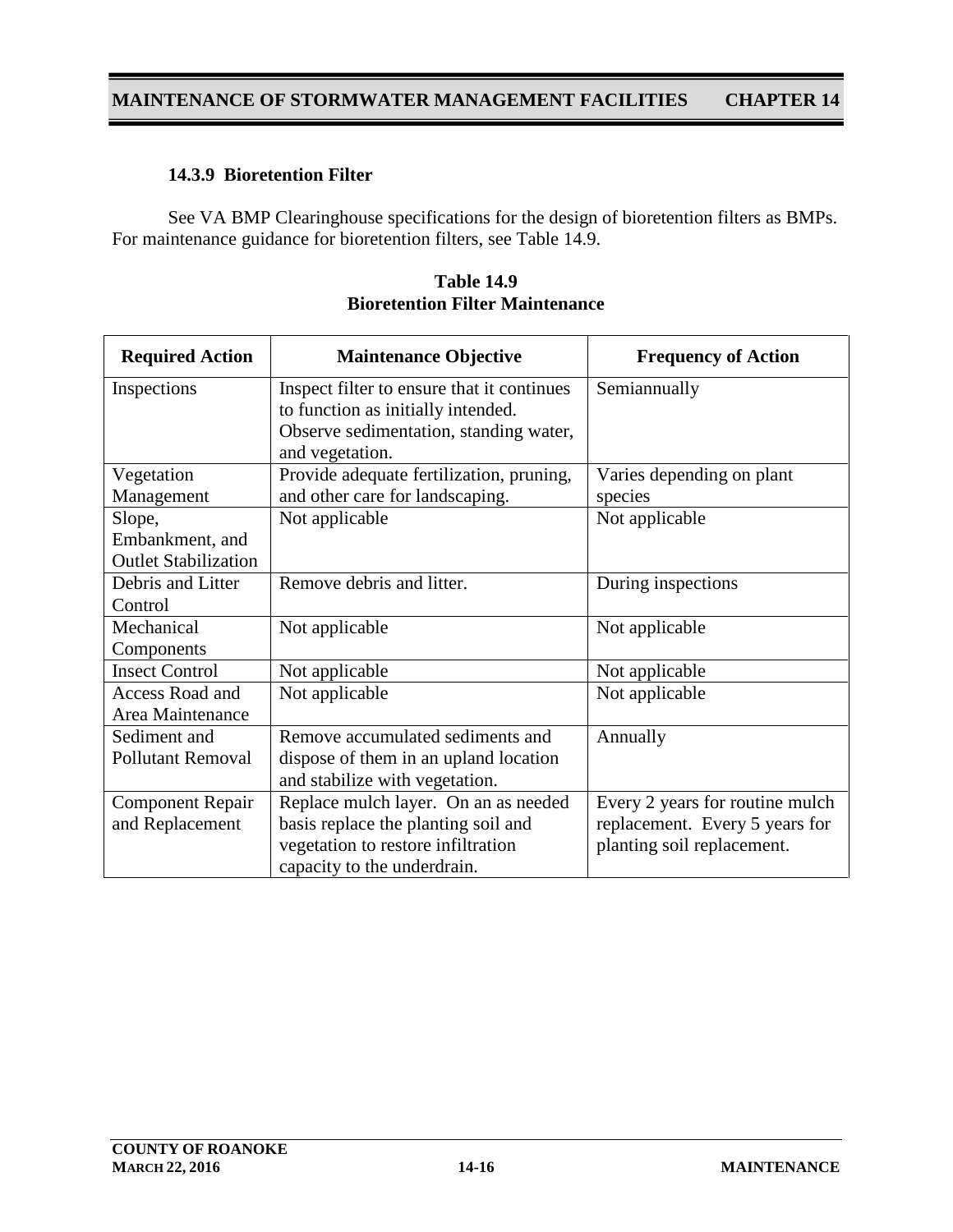### 14.3.9 Bioretention Filter

See VA BMP Clearinghouse specifications for the design of bioretention filters as BMPs. For maintenance guidance for bioretention filters, see Table 14.9.

**Table 14.9**
**Bioretention Filter Maintenance**

| Required Action | Maintenance Objective | Frequency of Action |
|---|---|---|
| Inspections | Inspect filter to ensure that it continues to function as initially intended. Observe sedimentation, standing water, and vegetation. | Semiannually |
| Vegetation Management | Provide adequate fertilization, pruning, and other care for landscaping. | Varies depending on plant species |
| Slope, Embankment, and Outlet Stabilization | Not applicable | Not applicable |
| Debris and Litter Control | Remove debris and litter. | During inspections |
| Mechanical Components | Not applicable | Not applicable |
| Insect Control | Not applicable | Not applicable |
| Access Road and Area Maintenance | Not applicable | Not applicable |
| Sediment and Pollutant Removal | Remove accumulated sediments and dispose of them in an upland location and stabilize with vegetation. | Annually |
| Component Repair and Replacement | Replace mulch layer. On an as needed basis replace the planting soil and vegetation to restore infiltration capacity to the underdrain. | Every 2 years for routine mulch replacement. Every 5 years for planting soil replacement. |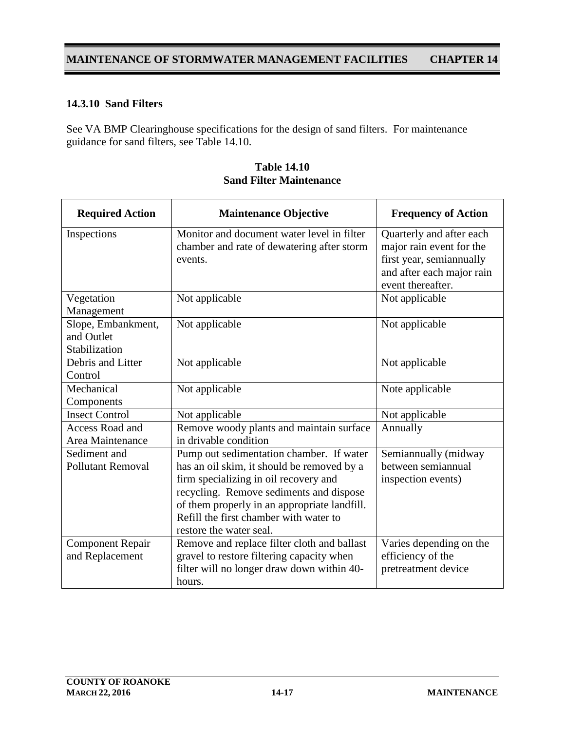### 14.3.10 Sand Filters

See VA BMP Clearinghouse specifications for the design of sand filters. For maintenance guidance for sand filters, see Table 14.10.

**Table 14.10**
**Sand Filter Maintenance**

| Required Action | Maintenance Objective | Frequency of Action |
|---|---|---|
| Inspections | Monitor and document water level in filter chamber and rate of dewatering after storm events. | Quarterly and after each major rain event for the first year, semiannually and after each major rain event thereafter. |
| Vegetation Management | Not applicable | Not applicable |
| Slope, Embankment, and Outlet Stabilization | Not applicable | Not applicable |
| Debris and Litter Control | Not applicable | Not applicable |
| Mechanical Components | Not applicable | Note applicable |
| Insect Control | Not applicable | Not applicable |
| Access Road and Area Maintenance | Remove woody plants and maintain surface in drivable condition | Annually |
| Sediment and Pollutant Removal | Pump out sedimentation chamber. If water has an oil skim, it should be removed by a firm specializing in oil recovery and recycling. Remove sediments and dispose of them properly in an appropriate landfill. Refill the first chamber with water to restore the water seal. | Semiannually (midway between semiannual inspection events) |
| Component Repair and Replacement | Remove and replace filter cloth and ballast gravel to restore filtering capacity when filter will no longer draw down within 40-hours. | Varies depending on the efficiency of the pretreatment device |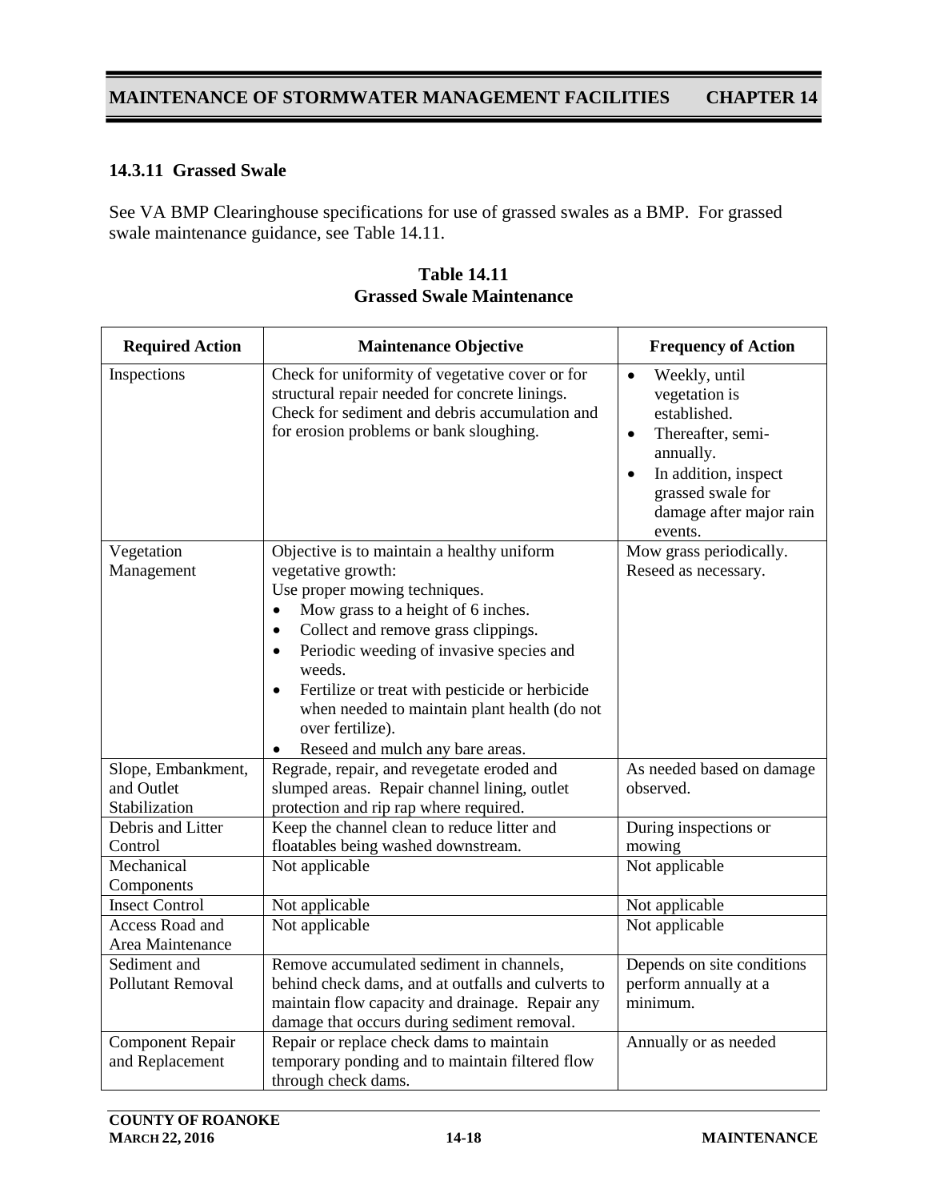### 14.3.11 Grassed Swale

See VA BMP Clearinghouse specifications for use of grassed swales as a BMP. For grassed swale maintenance guidance, see Table 14.11.

**Table 14.11**
**Grassed Swale Maintenance**

| Required Action | Maintenance Objective | Frequency of Action |
|---|---|---|
| Inspections | Check for uniformity of vegetative cover or for structural repair needed for concrete linings. Check for sediment and debris accumulation and for erosion problems or bank sloughing. | • Weekly, until vegetation is established.<br>• Thereafter, semi-annually.<br>• In addition, inspect grassed swale for damage after major rain events. |
| Vegetation Management | Objective is to maintain a healthy uniform vegetative growth:<br>Use proper mowing techniques.<br>• Mow grass to a height of 6 inches.<br>• Collect and remove grass clippings.<br>• Periodic weeding of invasive species and weeds.<br>• Fertilize or treat with pesticide or herbicide when needed to maintain plant health (do not over fertilize).<br>• Reseed and mulch any bare areas. | Mow grass periodically.<br>Reseed as necessary. |
| Slope, Embankment, and Outlet Stabilization | Regrade, repair, and revegetate eroded and slumped areas. Repair channel lining, outlet protection and rip rap where required. | As needed based on damage observed. |
| Debris and Litter Control | Keep the channel clean to reduce litter and floatables being washed downstream. | During inspections or mowing |
| Mechanical Components | Not applicable | Not applicable |
| Insect Control | Not applicable | Not applicable |
| Access Road and Area Maintenance | Not applicable | Not applicable |
| Sediment and Pollutant Removal | Remove accumulated sediment in channels, behind check dams, and at outfalls and culverts to maintain flow capacity and drainage. Repair any damage that occurs during sediment removal. | Depends on site conditions perform annually at a minimum. |
| Component Repair and Replacement | Repair or replace check dams to maintain temporary ponding and to maintain filtered flow through check dams. | Annually or as needed |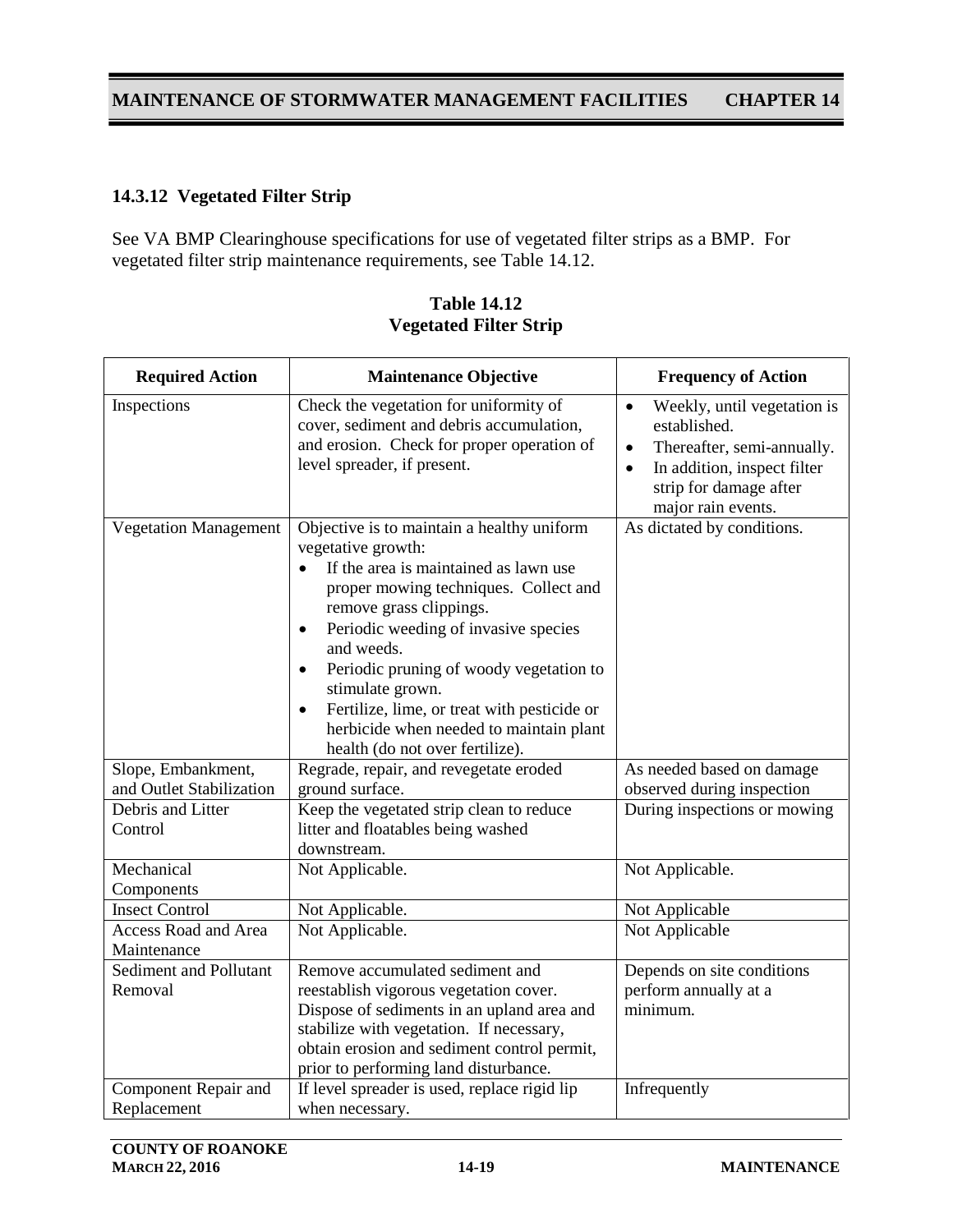### 14.3.12 Vegetated Filter Strip

See VA BMP Clearinghouse specifications for use of vegetated filter strips as a BMP. For vegetated filter strip maintenance requirements, see Table 14.12.

**Table 14.12**
**Vegetated Filter Strip**

| Required Action | Maintenance Objective | Frequency of Action |
|---|---|---|
| Inspections | Check the vegetation for uniformity of cover, sediment and debris accumulation, and erosion. Check for proper operation of level spreader, if present. | • Weekly, until vegetation is established.<br>• Thereafter, semi-annually.<br>• In addition, inspect filter strip for damage after major rain events. |
| Vegetation Management | Objective is to maintain a healthy uniform vegetative growth:<br>• If the area is maintained as lawn use proper mowing techniques. Collect and remove grass clippings.<br>• Periodic weeding of invasive species and weeds.<br>• Periodic pruning of woody vegetation to stimulate grown.<br>• Fertilize, lime, or treat with pesticide or herbicide when needed to maintain plant health (do not over fertilize). | As dictated by conditions. |
| Slope, Embankment, and Outlet Stabilization | Regrade, repair, and revegetate eroded ground surface. | As needed based on damage observed during inspection |
| Debris and Litter Control | Keep the vegetated strip clean to reduce litter and floatables being washed downstream. | During inspections or mowing |
| Mechanical Components | Not Applicable. | Not Applicable. |
| Insect Control | Not Applicable. | Not Applicable |
| Access Road and Area Maintenance | Not Applicable. | Not Applicable |
| Sediment and Pollutant Removal | Remove accumulated sediment and reestablish vigorous vegetation cover. Dispose of sediments in an upland area and stabilize with vegetation. If necessary, obtain erosion and sediment control permit, prior to performing land disturbance. | Depends on site conditions perform annually at a minimum. |
| Component Repair and Replacement | If level spreader is used, replace rigid lip when necessary. | Infrequently |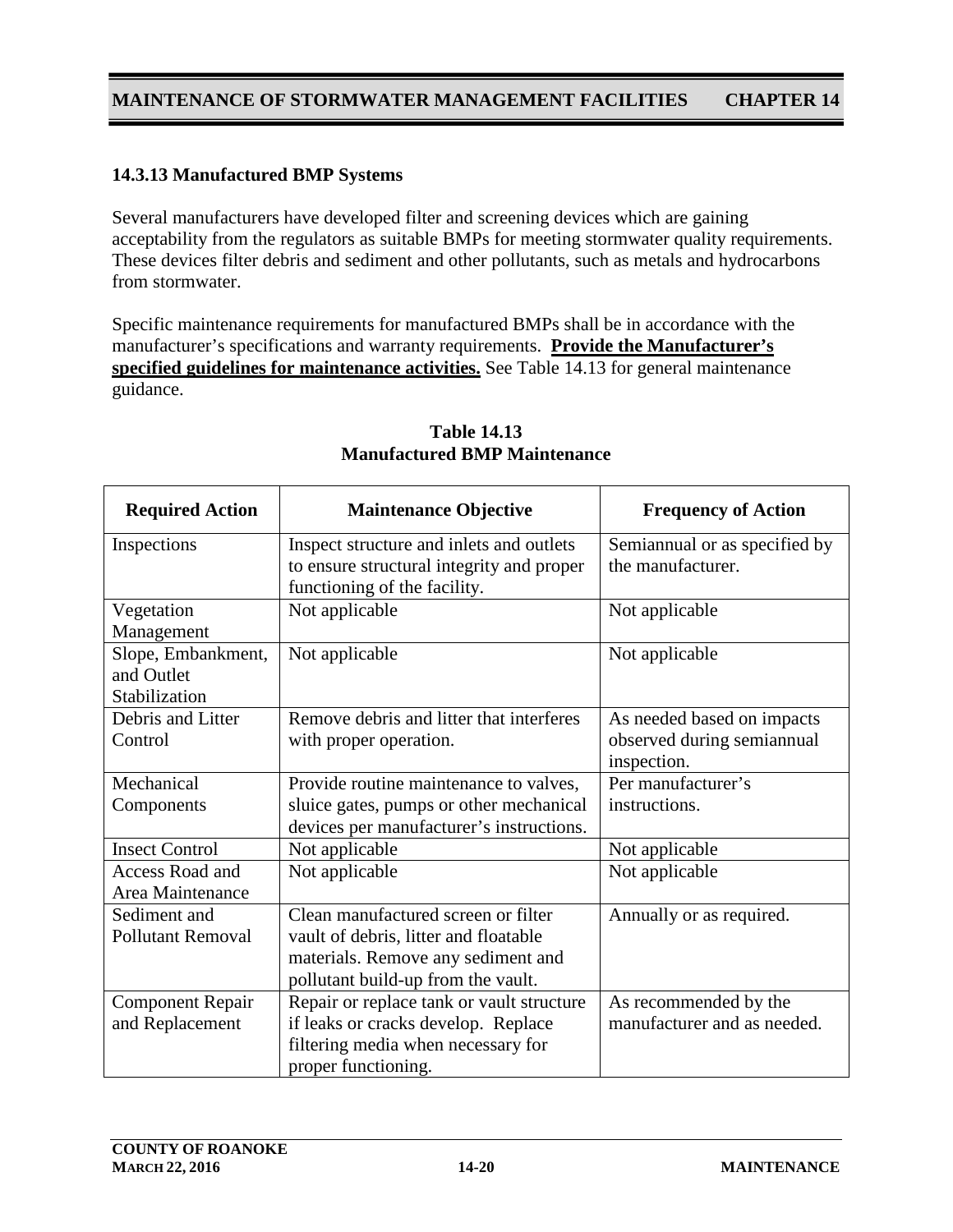### 14.3.13 Manufactured BMP Systems

Several manufacturers have developed filter and screening devices which are gaining acceptability from the regulators as suitable BMPs for meeting stormwater quality requirements. These devices filter debris and sediment and other pollutants, such as metals and hydrocarbons from stormwater.

Specific maintenance requirements for manufactured BMPs shall be in accordance with the manufacturer's specifications and warranty requirements. **Provide the Manufacturer's specified guidelines for maintenance activities.** See Table 14.13 for general maintenance guidance.

**Table 14.13**
**Manufactured BMP Maintenance**

| Required Action | Maintenance Objective | Frequency of Action |
|---|---|---|
| Inspections | Inspect structure and inlets and outlets to ensure structural integrity and proper functioning of the facility. | Semiannual or as specified by the manufacturer. |
| Vegetation Management | Not applicable | Not applicable |
| Slope, Embankment, and Outlet Stabilization | Not applicable | Not applicable |
| Debris and Litter Control | Remove debris and litter that interferes with proper operation. | As needed based on impacts observed during semiannual inspection. |
| Mechanical Components | Provide routine maintenance to valves, sluice gates, pumps or other mechanical devices per manufacturer's instructions. | Per manufacturer's instructions. |
| Insect Control | Not applicable | Not applicable |
| Access Road and Area Maintenance | Not applicable | Not applicable |
| Sediment and Pollutant Removal | Clean manufactured screen or filter vault of debris, litter and floatable materials. Remove any sediment and pollutant build-up from the vault. | Annually or as required. |
| Component Repair and Replacement | Repair or replace tank or vault structure if leaks or cracks develop. Replace filtering media when necessary for proper functioning. | As recommended by the manufacturer and as needed. |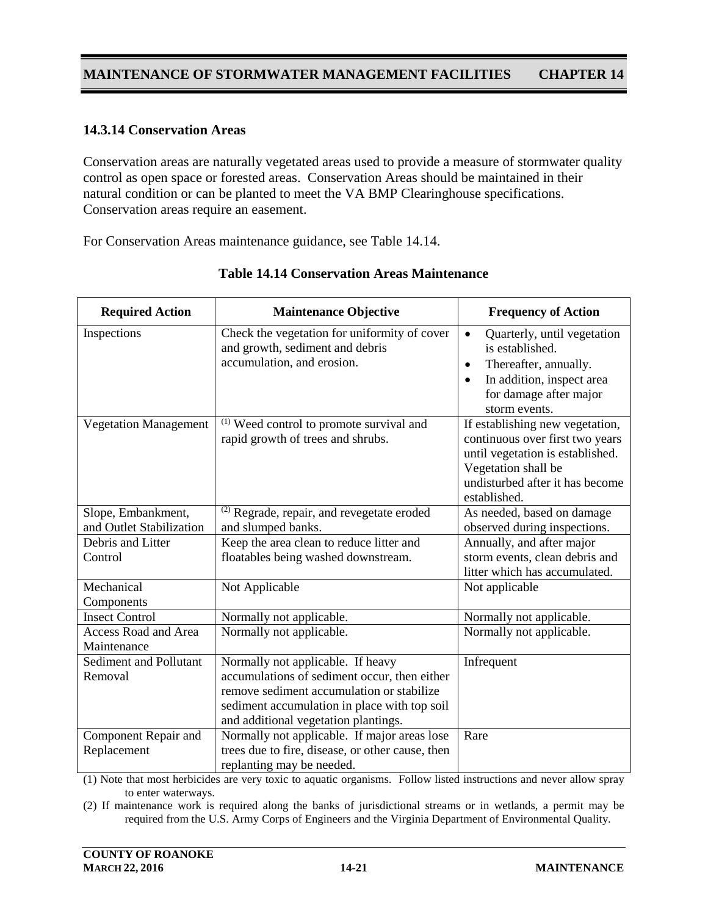### 14.3.14 Conservation Areas

Conservation areas are naturally vegetated areas used to provide a measure of stormwater quality control as open space or forested areas. Conservation Areas should be maintained in their natural condition or can be planted to meet the VA BMP Clearinghouse specifications. Conservation areas require an easement.

For Conservation Areas maintenance guidance, see Table 14.14.

**Table 14.14 Conservation Areas Maintenance**

| Required Action | Maintenance Objective | Frequency of Action |
|---|---|---|
| Inspections | Check the vegetation for uniformity of cover and growth, sediment and debris accumulation, and erosion. | • Quarterly, until vegetation is established.<br>• Thereafter, annually.<br>• In addition, inspect area for damage after major storm events. |
| Vegetation Management | (1) Weed control to promote survival and rapid growth of trees and shrubs. | If establishing new vegetation, continuous over first two years until vegetation is established. Vegetation shall be undisturbed after it has become established. |
| Slope, Embankment, and Outlet Stabilization | (2) Regrade, repair, and revegetate eroded and slumped banks. | As needed, based on damage observed during inspections. |
| Debris and Litter Control | Keep the area clean to reduce litter and floatables being washed downstream. | Annually, and after major storm events, clean debris and litter which has accumulated. |
| Mechanical Components | Not Applicable | Not applicable |
| Insect Control | Normally not applicable. | Normally not applicable. |
| Access Road and Area Maintenance | Normally not applicable. | Normally not applicable. |
| Sediment and Pollutant Removal | Normally not applicable. If heavy accumulations of sediment occur, then either remove sediment accumulation or stabilize sediment accumulation in place with top soil and additional vegetation plantings. | Infrequent |
| Component Repair and Replacement | Normally not applicable. If major areas lose trees due to fire, disease, or other cause, then replanting may be needed. | Rare |

(1) Note that most herbicides are very toxic to aquatic organisms. Follow listed instructions and never allow spray to enter waterways.

(2) If maintenance work is required along the banks of jurisdictional streams or in wetlands, a permit may be required from the U.S. Army Corps of Engineers and the Virginia Department of Environmental Quality.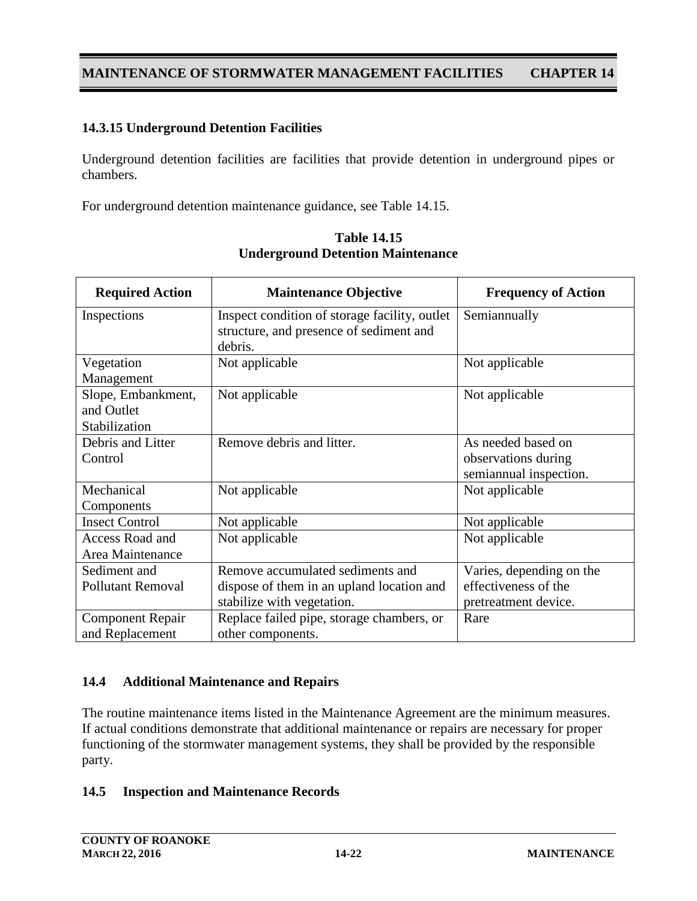### 14.3.15 Underground Detention Facilities

Underground detention facilities are facilities that provide detention in underground pipes or chambers.

For underground detention maintenance guidance, see Table 14.15.

**Table 14.15**
**Underground Detention Maintenance**

| Required Action | Maintenance Objective | Frequency of Action |
|---|---|---|
| Inspections | Inspect condition of storage facility, outlet structure, and presence of sediment and debris. | Semiannually |
| Vegetation Management | Not applicable | Not applicable |
| Slope, Embankment, and Outlet Stabilization | Not applicable | Not applicable |
| Debris and Litter Control | Remove debris and litter. | As needed based on observations during semiannual inspection. |
| Mechanical Components | Not applicable | Not applicable |
| Insect Control | Not applicable | Not applicable |
| Access Road and Area Maintenance | Not applicable | Not applicable |
| Sediment and Pollutant Removal | Remove accumulated sediments and dispose of them in an upland location and stabilize with vegetation. | Varies, depending on the effectiveness of the pretreatment device. |
| Component Repair and Replacement | Replace failed pipe, storage chambers, or other components. | Rare |

## 14.4 Additional Maintenance and Repairs

The routine maintenance items listed in the Maintenance Agreement are the minimum measures. If actual conditions demonstrate that additional maintenance or repairs are necessary for proper functioning of the stormwater management systems, they shall be provided by the responsible party.

## 14.5 Inspection and Maintenance Records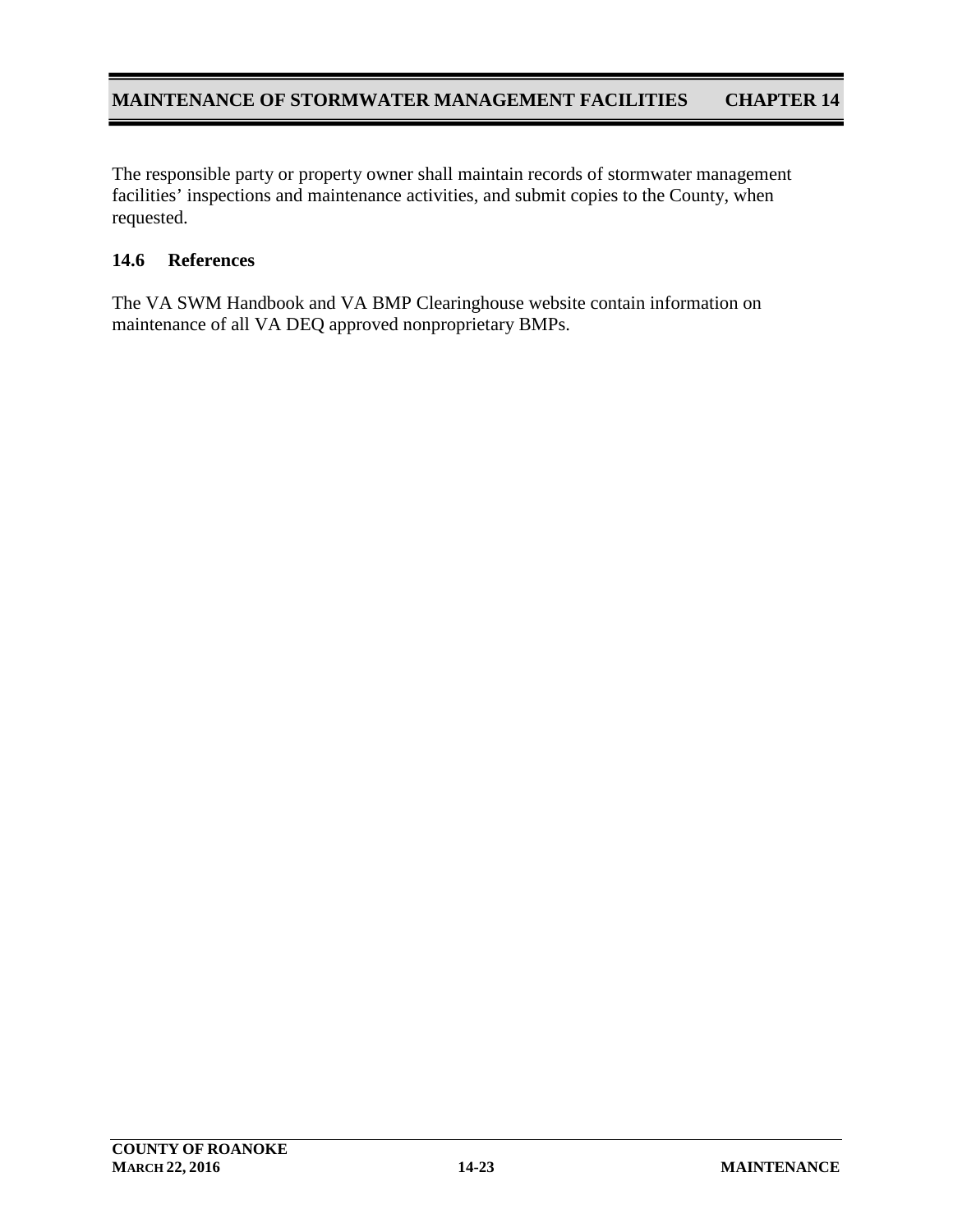The responsible party or property owner shall maintain records of stormwater management facilities' inspections and maintenance activities, and submit copies to the County, when requested.

## 14.6 References

The VA SWM Handbook and VA BMP Clearinghouse website contain information on maintenance of all VA DEQ approved nonproprietary BMPs.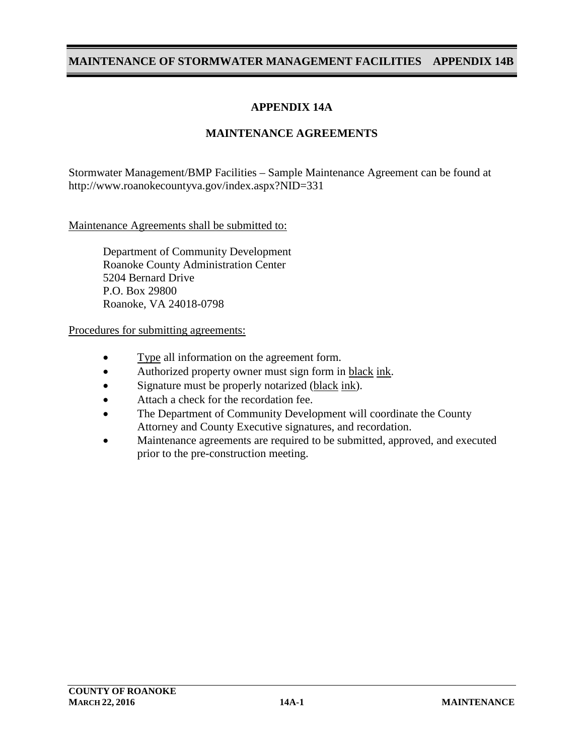## APPENDIX 14A

## MAINTENANCE AGREEMENTS

Stormwater Management/BMP Facilities – Sample Maintenance Agreement can be found at http://www.roanokecountyva.gov/index.aspx?NID=331

Maintenance Agreements shall be submitted to:

Department of Community Development
Roanoke County Administration Center
5204 Bernard Drive
P.O. Box 29800
Roanoke, VA 24018-0798

Procedures for submitting agreements:

- Type all information on the agreement form.
- Authorized property owner must sign form in black ink.
- Signature must be properly notarized (black ink).
- Attach a check for the recordation fee.
- The Department of Community Development will coordinate the County Attorney and County Executive signatures, and recordation.
- Maintenance agreements are required to be submitted, approved, and executed prior to the pre-construction meeting.